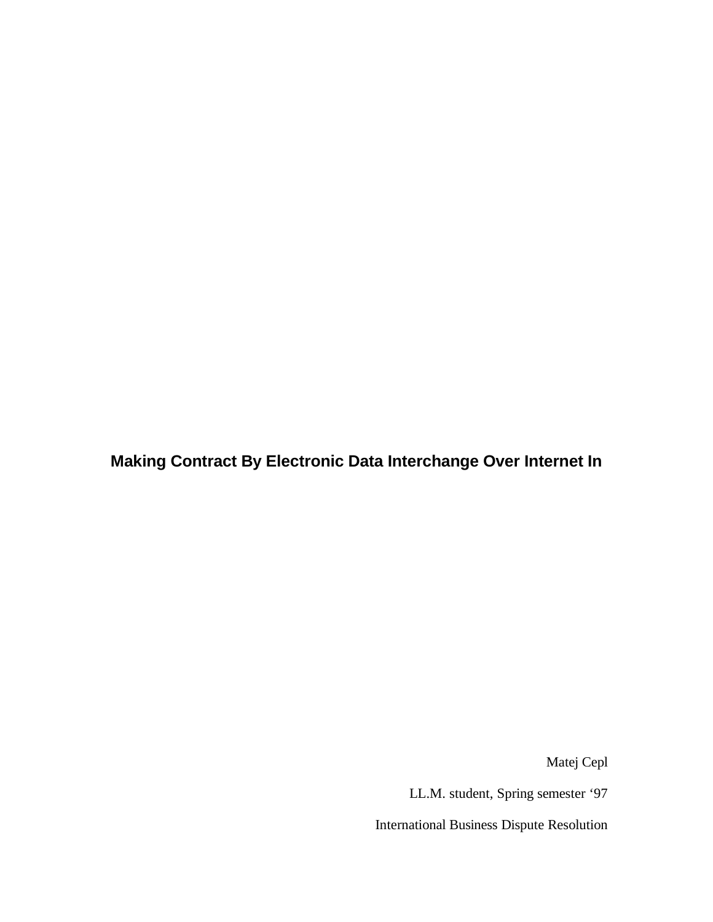# Making Contract By Electronic Data Interchange Over Internet In

Matej Cepl

LL.M. student, Spring semester ‘97

International Business Dispute Resolution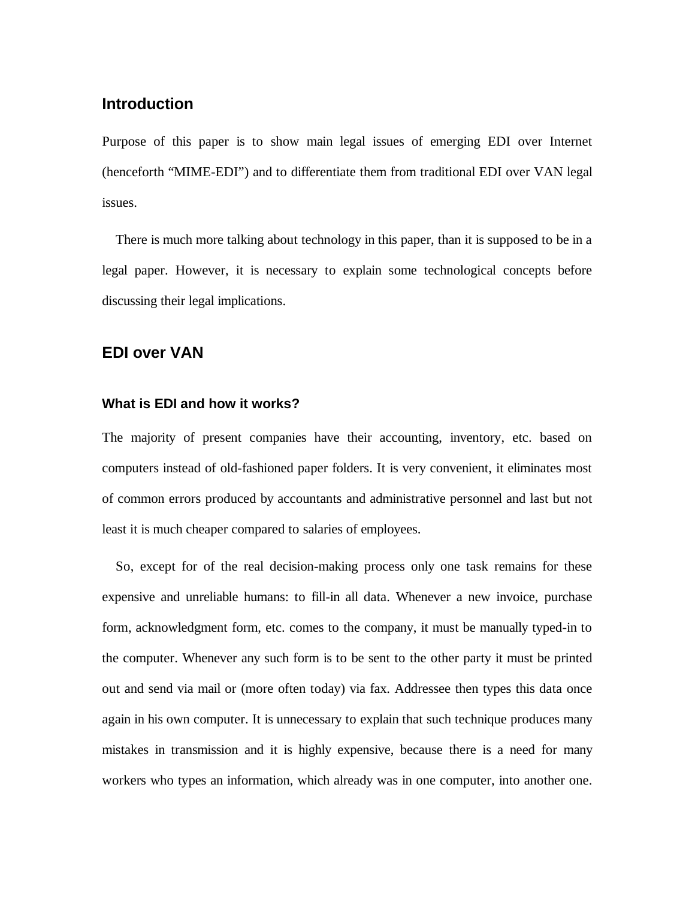## Introduction

Purpose of this paper is to show main legal issues of emerging EDI over Internet (henceforth “MIME-EDI”) and to differentiate them from traditional EDI over VAN legal issues.

There is much more talking about technology in this paper, than it is supposed to be in a legal paper. However, it is necessary to explain some technological concepts before discussing their legal implications.

## EDI over VAN

### What is EDI and how it works?

The majority of present companies have their accounting, inventory, etc. based on computers instead of old-fashioned paper folders. It is very convenient, it eliminates most of common errors produced by accountants and administrative personnel and last but not least it is much cheaper compared to salaries of employees.

So, except for of the real decision-making process only one task remains for these expensive and unreliable humans: to fill-in all data. Whenever a new invoice, purchase form, acknowledgment form, etc. comes to the company, it must be manually typed-in to the computer. Whenever any such form is to be sent to the other party it must be printed out and send via mail or (more often today) via fax. Addressee then types this data once again in his own computer. It is unnecessary to explain that such technique produces many mistakes in transmission and it is highly expensive, because there is a need for many workers who types an information, which already was in one computer, into another one.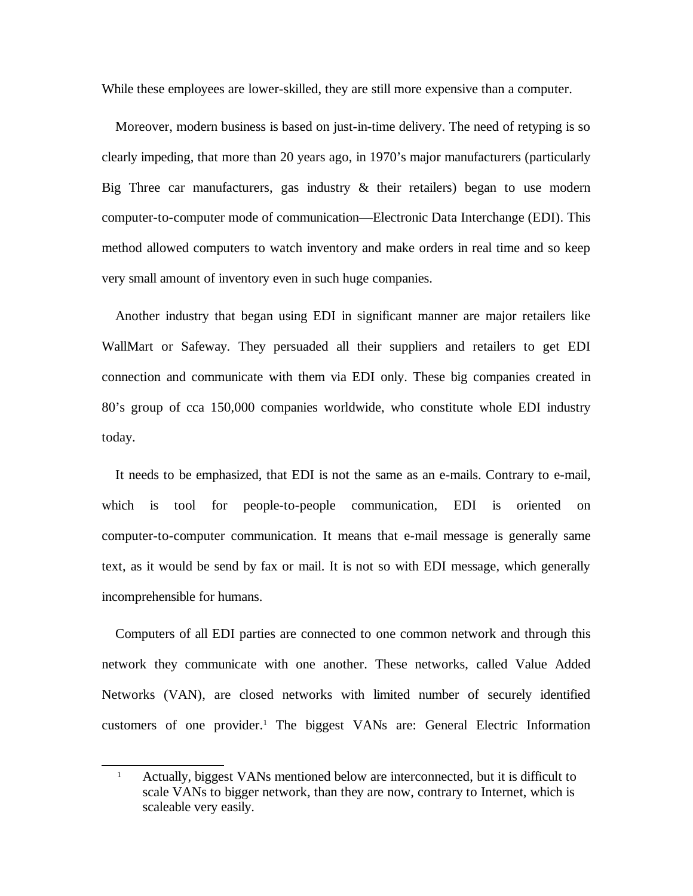While these employees are lower-skilled, they are still more expensive than a computer.

Moreover, modern business is based on just-in-time delivery. The need of retyping is so clearly impeding, that more than 20 years ago, in 1970's major manufacturers (particularly Big Three car manufacturers, gas industry & their retailers) began to use modern computer-to-computer mode of communication—Electronic Data Interchange (EDI). This method allowed computers to watch inventory and make orders in real time and so keep very small amount of inventory even in such huge companies.

Another industry that began using EDI in significant manner are major retailers like WallMart or Safeway. They persuaded all their suppliers and retailers to get EDI connection and communicate with them via EDI only. These big companies created in 80's group of cca 150,000 companies worldwide, who constitute whole EDI industry today.

It needs to be emphasized, that EDI is not the same as an e-mails. Contrary to e-mail, which is tool for people-to-people communication, EDI is oriented on computer-to-computer communication. It means that e-mail message is generally same text, as it would be send by fax or mail. It is not so with EDI message, which generally incomprehensible for humans.

Computers of all EDI parties are connected to one common network and through this network they communicate with one another. These networks, called Value Added Networks (VAN), are closed networks with limited number of securely identified customers of one provider.[1] The biggest VANs are: General Electric Information

[1] Actually, biggest VANs mentioned below are interconnected, but it is difficult to scale VANs to bigger network, than they are now, contrary to Internet, which is scaleable very easily.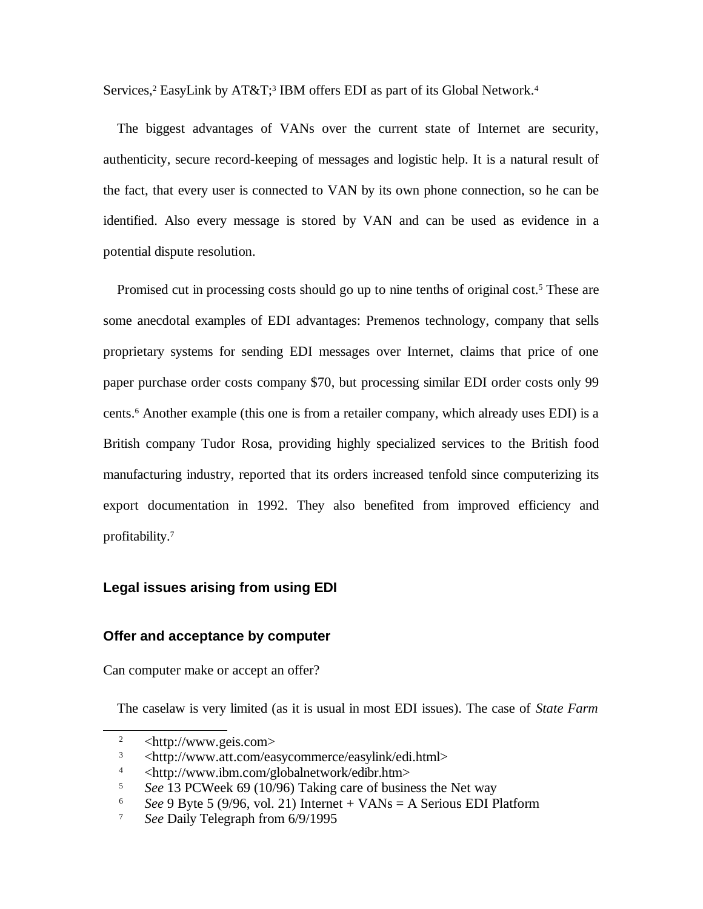Services,[2] EasyLink by AT&T;[3] IBM offers EDI as part of its Global Network.[4]

The biggest advantages of VANs over the current state of Internet are security, authenticity, secure record-keeping of messages and logistic help. It is a natural result of the fact, that every user is connected to VAN by its own phone connection, so he can be identified. Also every message is stored by VAN and can be used as evidence in a potential dispute resolution.

Promised cut in processing costs should go up to nine tenths of original cost.[5] These are some anecdotal examples of EDI advantages: Premenos technology, company that sells proprietary systems for sending EDI messages over Internet, claims that price of one paper purchase order costs company $70, but processing similar EDI order costs only 99 cents.[6] Another example (this one is from a retailer company, which already uses EDI) is a British company Tudor Rosa, providing highly specialized services to the British food manufacturing industry, reported that its orders increased tenfold since computerizing its export documentation in 1992. They also benefited from improved efficiency and profitability.[7]

## Legal issues arising from using EDI

### Offer and acceptance by computer

Can computer make or accept an offer?

The caselaw is very limited (as it is usual in most EDI issues). The case of *State Farm*

---

[2] <http://www.geis.com>

[3] <http://www.att.com/easycommerce/easylink/edi.html>

[4] <http://www.ibm.com/globalnetwork/edibr.htm>

[5] *See* 13 PCWeek 69 (10/96) Taking care of business the Net way

[6] *See* 9 Byte 5 (9/96, vol. 21) Internet + VANs = A Serious EDI Platform

[7] *See* Daily Telegraph from 6/9/1995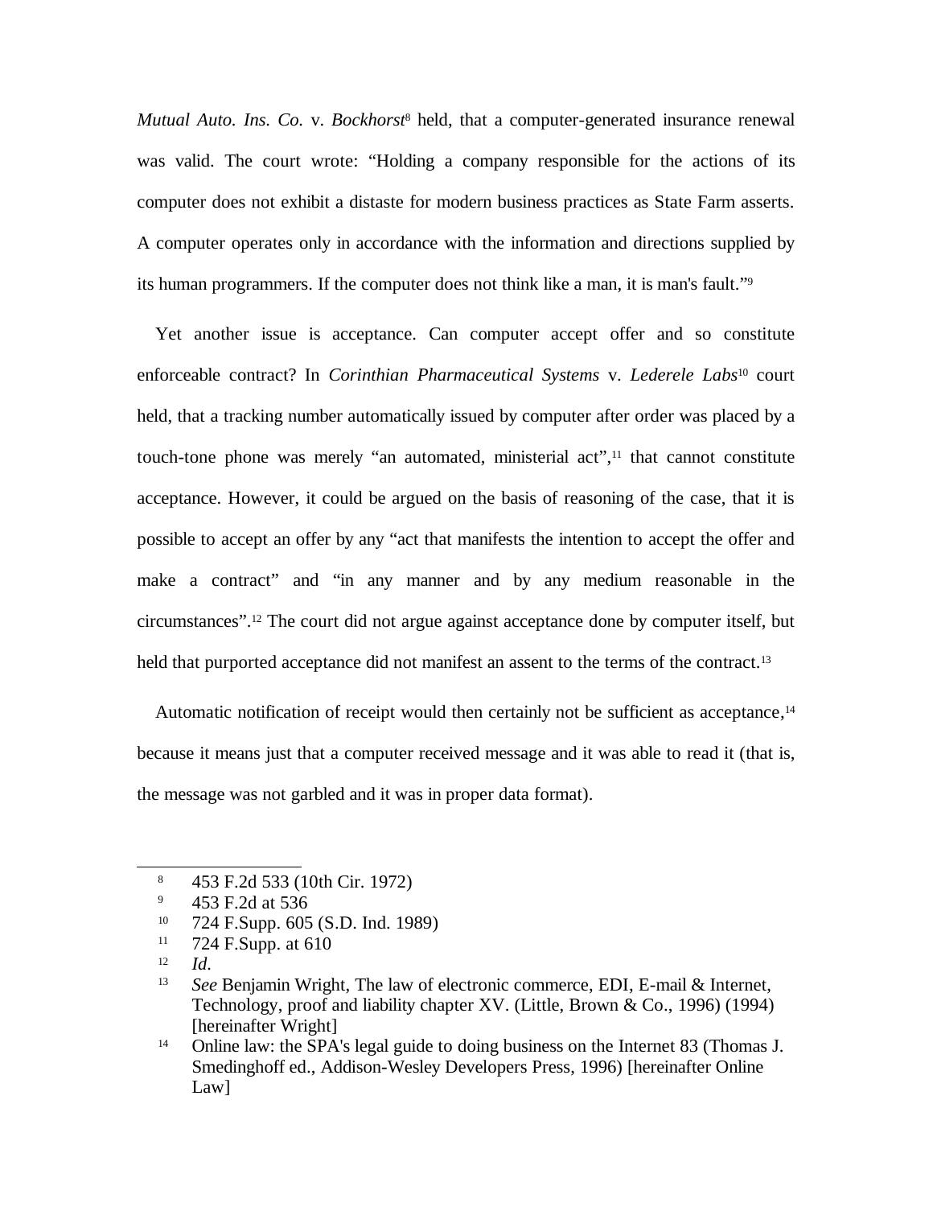*Mutual Auto. Ins. Co.* v. *Bockhorst*[8] held, that a computer-generated insurance renewal was valid. The court wrote: "Holding a company responsible for the actions of its computer does not exhibit a distaste for modern business practices as State Farm asserts. A computer operates only in accordance with the information and directions supplied by its human programmers. If the computer does not think like a man, it is man's fault."[9]

Yet another issue is acceptance. Can computer accept offer and so constitute enforceable contract? In *Corinthian Pharmaceutical Systems* v. *Lederele Labs*[10] court held, that a tracking number automatically issued by computer after order was placed by a touch-tone phone was merely "an automated, ministerial act",[11] that cannot constitute acceptance. However, it could be argued on the basis of reasoning of the case, that it is possible to accept an offer by any "act that manifests the intention to accept the offer and make a contract" and "in any manner and by any medium reasonable in the circumstances".[12] The court did not argue against acceptance done by computer itself, but held that purported acceptance did not manifest an assent to the terms of the contract.[13]

Automatic notification of receipt would then certainly not be sufficient as acceptance,[14] because it means just that a computer received message and it was able to read it (that is, the message was not garbled and it was in proper data format).

---

[8] 453 F.2d 533 (10th Cir. 1972)

[9] 453 F.2d at 536

[10] 724 F.Supp. 605 (S.D. Ind. 1989)

[11] 724 F.Supp. at 610

[12] *Id*.

[13] *See* Benjamin Wright, The law of electronic commerce, EDI, E-mail & Internet, Technology, proof and liability chapter XV. (Little, Brown & Co., 1996) (1994) [hereinafter Wright]

[14] Online law: the SPA's legal guide to doing business on the Internet 83 (Thomas J. Smedinghoff ed., Addison-Wesley Developers Press, 1996) [hereinafter Online Law]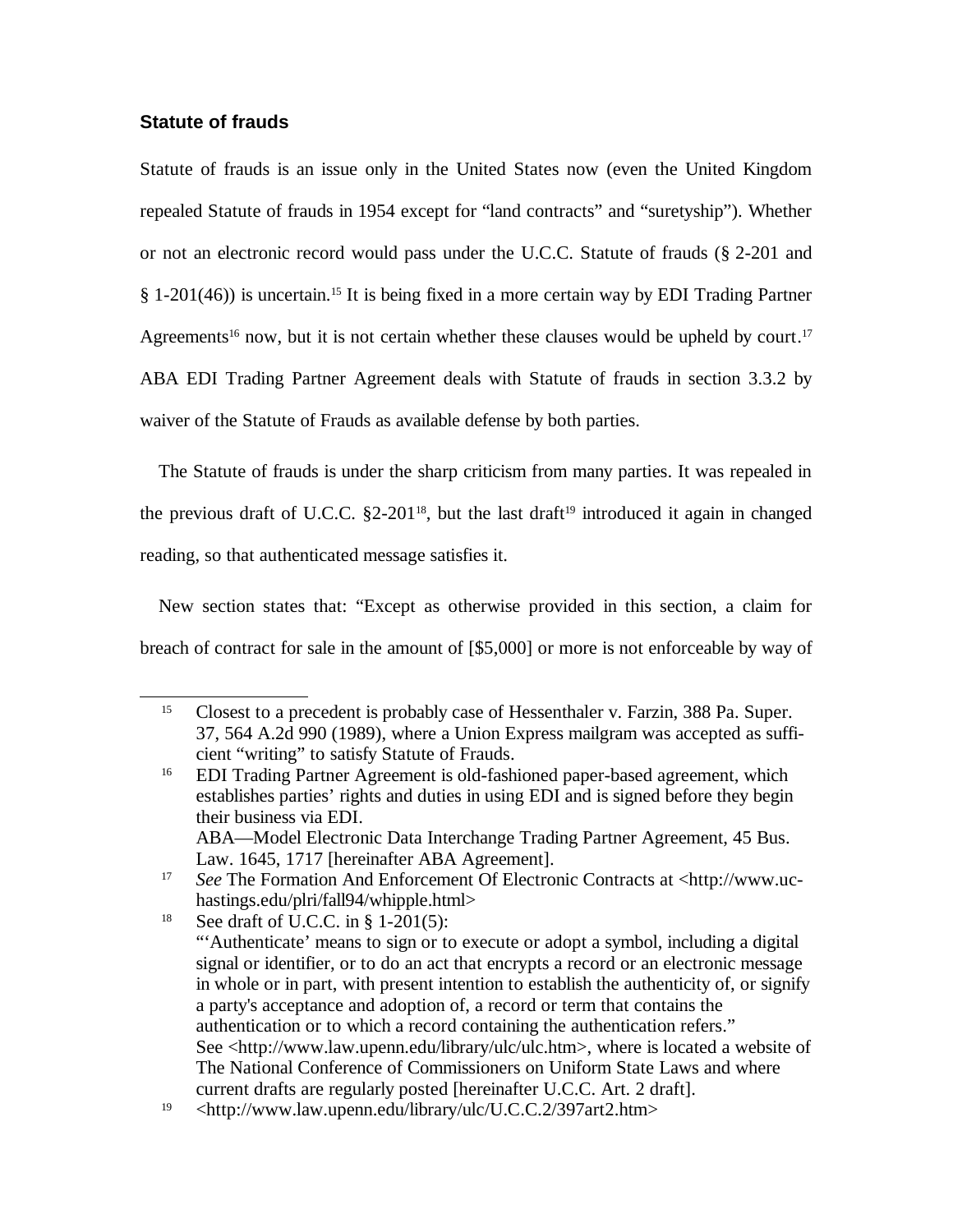### Statute of frauds

Statute of frauds is an issue only in the United States now (even the United Kingdom repealed Statute of frauds in 1954 except for "land contracts" and "suretyship"). Whether or not an electronic record would pass under the U.C.C. Statute of frauds (§ 2-201 and § 1-201(46)) is uncertain.[15] It is being fixed in a more certain way by EDI Trading Partner Agreements[16] now, but it is not certain whether these clauses would be upheld by court.[17] ABA EDI Trading Partner Agreement deals with Statute of frauds in section 3.3.2 by waiver of the Statute of Frauds as available defense by both parties.

The Statute of frauds is under the sharp criticism from many parties. It was repealed in the previous draft of U.C.C. §2-201[18], but the last draft[19] introduced it again in changed reading, so that authenticated message satisfies it.

New section states that: "Except as otherwise provided in this section, a claim for breach of contract for sale in the amount of [$5,000] or more is not enforceable by way of

---

[15] Closest to a precedent is probably case of Hessenthaler v. Farzin, 388 Pa. Super. 37, 564 A.2d 990 (1989), where a Union Express mailgram was accepted as sufficient "writing" to satisfy Statute of Frauds.

[16] EDI Trading Partner Agreement is old-fashioned paper-based agreement, which establishes parties' rights and duties in using EDI and is signed before they begin their business via EDI.
ABA—Model Electronic Data Interchange Trading Partner Agreement, 45 Bus. Law. 1645, 1717 [hereinafter ABA Agreement].

[17] *See* The Formation And Enforcement Of Electronic Contracts at <http://www.uc-hastings.edu/plri/fall94/whipple.html>

[18] See draft of U.C.C. in § 1-201(5):
"'Authenticate' means to sign or to execute or adopt a symbol, including a digital signal or identifier, or to do an act that encrypts a record or an electronic message in whole or in part, with present intention to establish the authenticity of, or signify a party's acceptance and adoption of, a record or term that contains the authentication or to which a record containing the authentication refers."
See <http://www.law.upenn.edu/library/ulc/ulc.htm>, where is located a website of The National Conference of Commissioners on Uniform State Laws and where current drafts are regularly posted [hereinafter U.C.C. Art. 2 draft].

[19] <http://www.law.upenn.edu/library/ulc/U.C.C.2/397art2.htm>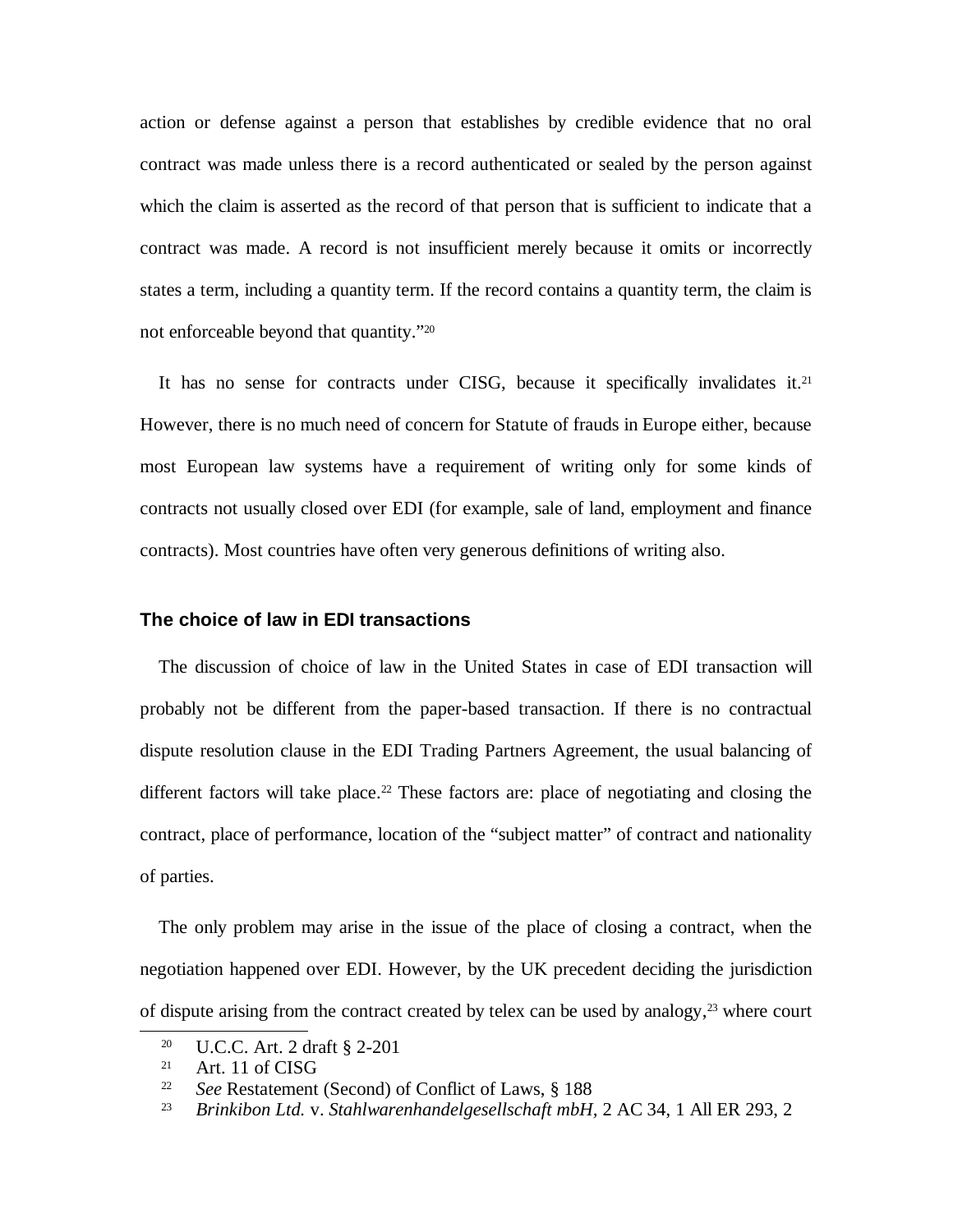action or defense against a person that establishes by credible evidence that no oral contract was made unless there is a record authenticated or sealed by the person against which the claim is asserted as the record of that person that is sufficient to indicate that a contract was made. A record is not insufficient merely because it omits or incorrectly states a term, including a quantity term. If the record contains a quantity term, the claim is not enforceable beyond that quantity."[20]

It has no sense for contracts under CISG, because it specifically invalidates it.[21] However, there is no much need of concern for Statute of frauds in Europe either, because most European law systems have a requirement of writing only for some kinds of contracts not usually closed over EDI (for example, sale of land, employment and finance contracts). Most countries have often very generous definitions of writing also.

### The choice of law in EDI transactions

The discussion of choice of law in the United States in case of EDI transaction will probably not be different from the paper-based transaction. If there is no contractual dispute resolution clause in the EDI Trading Partners Agreement, the usual balancing of different factors will take place.[22] These factors are: place of negotiating and closing the contract, place of performance, location of the "subject matter" of contract and nationality of parties.

The only problem may arise in the issue of the place of closing a contract, when the negotiation happened over EDI. However, by the UK precedent deciding the jurisdiction of dispute arising from the contract created by telex can be used by analogy,[23] where court

---

[20] U.C.C. Art. 2 draft § 2-201

[21] Art. 11 of CISG

[22] *See* Restatement (Second) of Conflict of Laws, § 188

[23] *Brinkibon Ltd.* v. *Stahlwarenhandelgesellschaft mbH*, 2 AC 34, 1 All ER 293, 2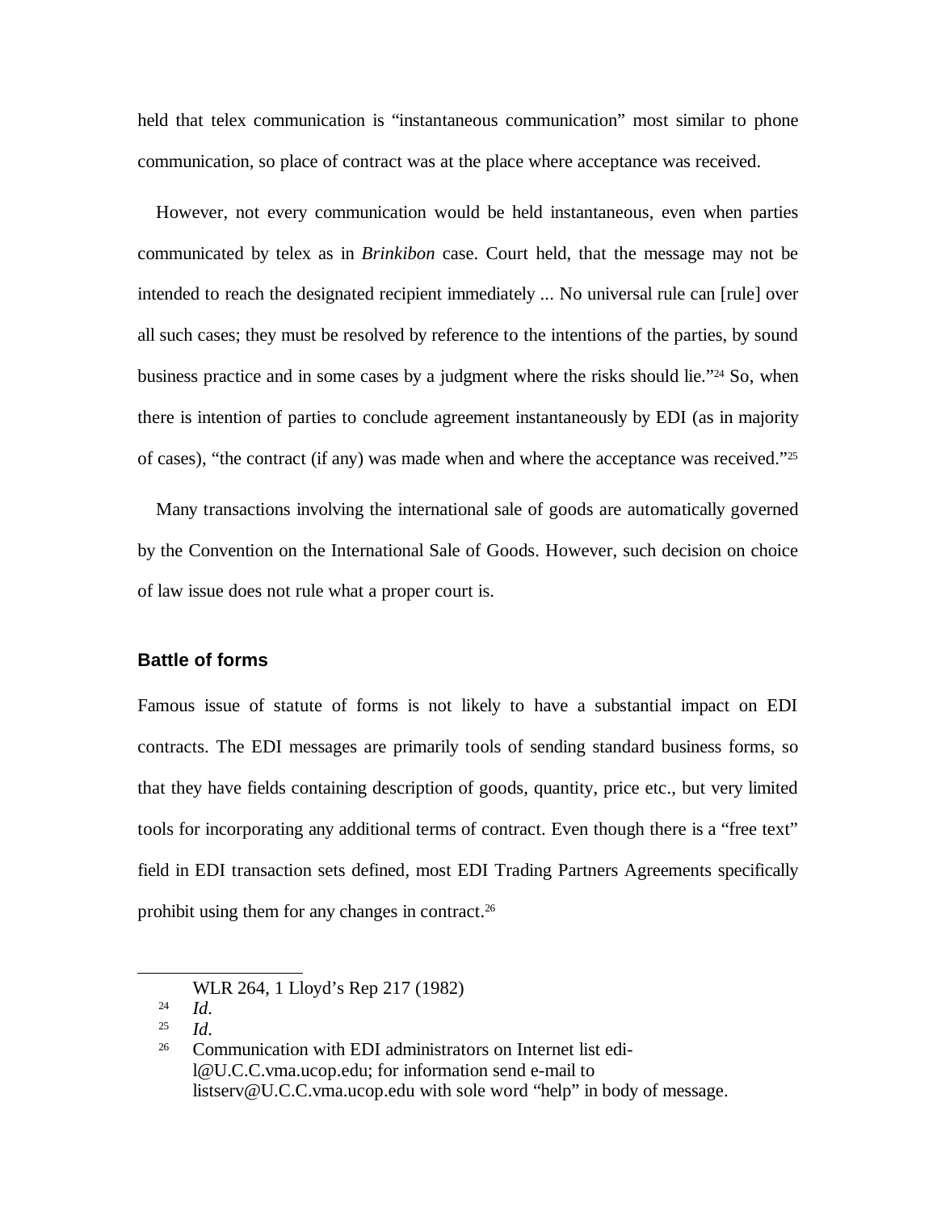held that telex communication is "instantaneous communication" most similar to phone communication, so place of contract was at the place where acceptance was received.

However, not every communication would be held instantaneous, even when parties communicated by telex as in *Brinkibon* case. Court held, that the message may not be intended to reach the designated recipient immediately ... No universal rule can [rule] over all such cases; they must be resolved by reference to the intentions of the parties, by sound business practice and in some cases by a judgment where the risks should lie."[24] So, when there is intention of parties to conclude agreement instantaneously by EDI (as in majority of cases), "the contract (if any) was made when and where the acceptance was received."[25]

Many transactions involving the international sale of goods are automatically governed by the Convention on the International Sale of Goods. However, such decision on choice of law issue does not rule what a proper court is.

## Battle of forms

Famous issue of statute of forms is not likely to have a substantial impact on EDI contracts. The EDI messages are primarily tools of sending standard business forms, so that they have fields containing description of goods, quantity, price etc., but very limited tools for incorporating any additional terms of contract. Even though there is a "free text" field in EDI transaction sets defined, most EDI Trading Partners Agreements specifically prohibit using them for any changes in contract.[26]

---

WLR 264, 1 Lloyd's Rep 217 (1982)

[24] *Id*.

[25] *Id*.

[26] Communication with EDI administrators on Internet list edi-l@U.C.C.vma.ucop.edu; for information send e-mail to listserv@U.C.C.vma.ucop.edu with sole word "help" in body of message.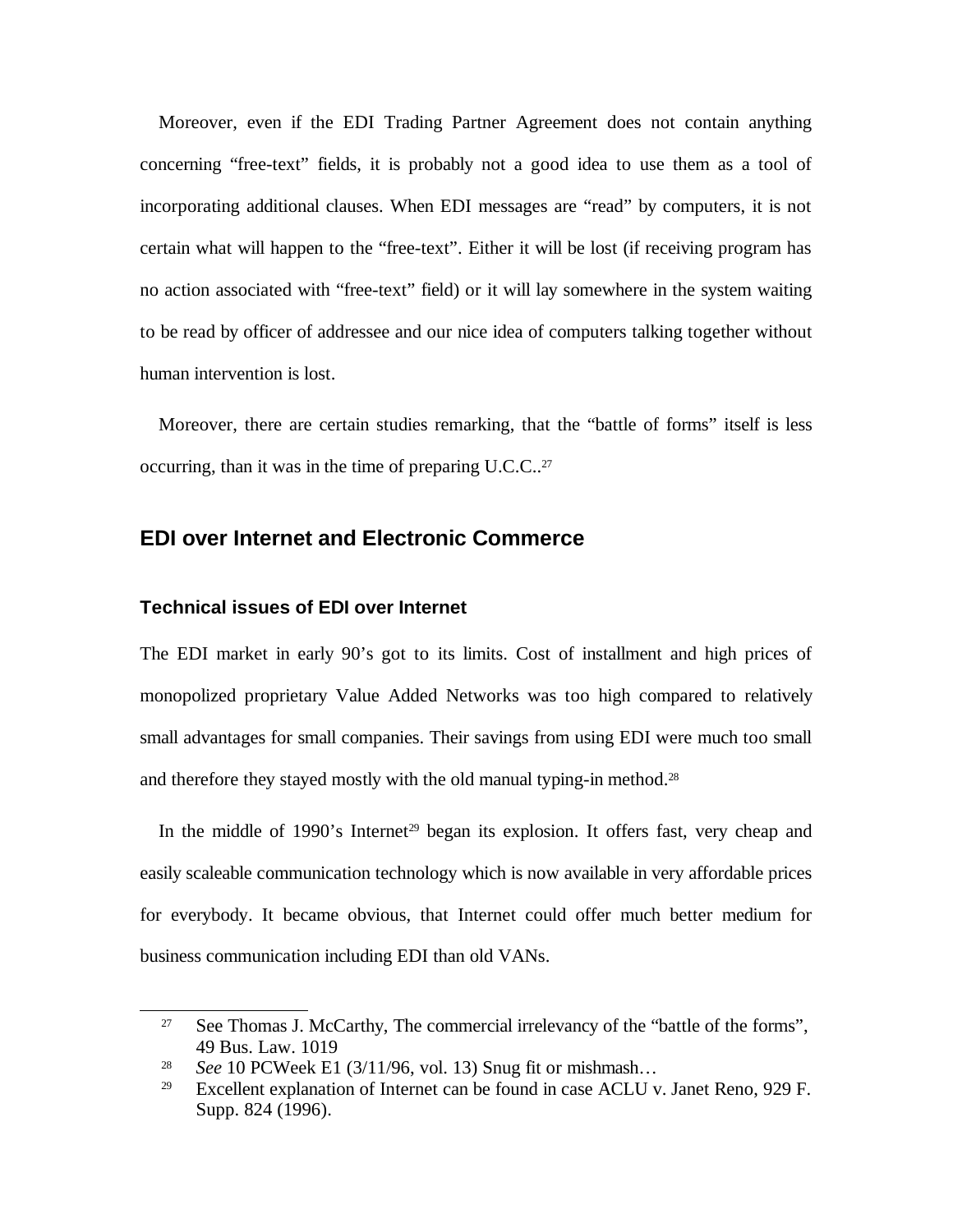Moreover, even if the EDI Trading Partner Agreement does not contain anything concerning "free-text" fields, it is probably not a good idea to use them as a tool of incorporating additional clauses. When EDI messages are "read" by computers, it is not certain what will happen to the "free-text". Either it will be lost (if receiving program has no action associated with "free-text" field) or it will lay somewhere in the system waiting to be read by officer of addressee and our nice idea of computers talking together without human intervention is lost.

Moreover, there are certain studies remarking, that the "battle of forms" itself is less occurring, than it was in the time of preparing U.C.C..[27]

## EDI over Internet and Electronic Commerce

### Technical issues of EDI over Internet

The EDI market in early 90's got to its limits. Cost of installment and high prices of monopolized proprietary Value Added Networks was too high compared to relatively small advantages for small companies. Their savings from using EDI were much too small and therefore they stayed mostly with the old manual typing-in method.[28]

In the middle of 1990's Internet[29] began its explosion. It offers fast, very cheap and easily scaleable communication technology which is now available in very affordable prices for everybody. It became obvious, that Internet could offer much better medium for business communication including EDI than old VANs.

---

[27] See Thomas J. McCarthy, The commercial irrelevancy of the "battle of the forms", 49 Bus. Law. 1019

[28] *See* 10 PCWeek E1 (3/11/96, vol. 13) Snug fit or mishmash…

[29] Excellent explanation of Internet can be found in case ACLU v. Janet Reno, 929 F. Supp. 824 (1996).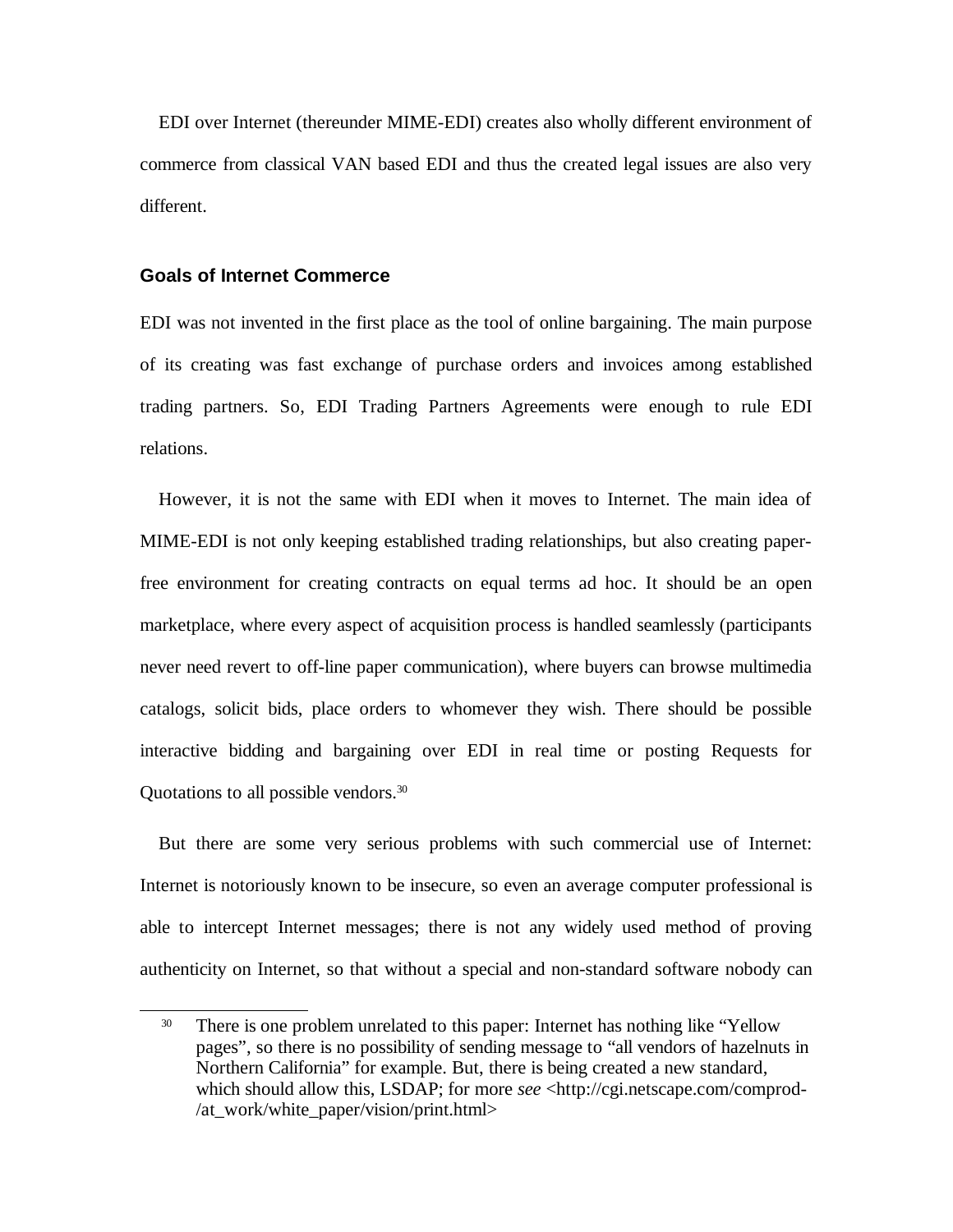EDI over Internet (thereunder MIME-EDI) creates also wholly different environment of commerce from classical VAN based EDI and thus the created legal issues are also very different.

### Goals of Internet Commerce

EDI was not invented in the first place as the tool of online bargaining. The main purpose of its creating was fast exchange of purchase orders and invoices among established trading partners. So, EDI Trading Partners Agreements were enough to rule EDI relations.

However, it is not the same with EDI when it moves to Internet. The main idea of MIME-EDI is not only keeping established trading relationships, but also creating paper-free environment for creating contracts on equal terms ad hoc. It should be an open marketplace, where every aspect of acquisition process is handled seamlessly (participants never need revert to off-line paper communication), where buyers can browse multimedia catalogs, solicit bids, place orders to whomever they wish. There should be possible interactive bidding and bargaining over EDI in real time or posting Requests for Quotations to all possible vendors.[30]

But there are some very serious problems with such commercial use of Internet: Internet is notoriously known to be insecure, so even an average computer professional is able to intercept Internet messages; there is not any widely used method of proving authenticity on Internet, so that without a special and non-standard software nobody can

---

[30] There is one problem unrelated to this paper: Internet has nothing like “Yellow pages”, so there is no possibility of sending message to “all vendors of hazelnuts in Northern California” for example. But, there is being created a new standard, which should allow this, LSDAP; for more *see* <http://cgi.netscape.com/comprod-/at_work/white_paper/vision/print.html>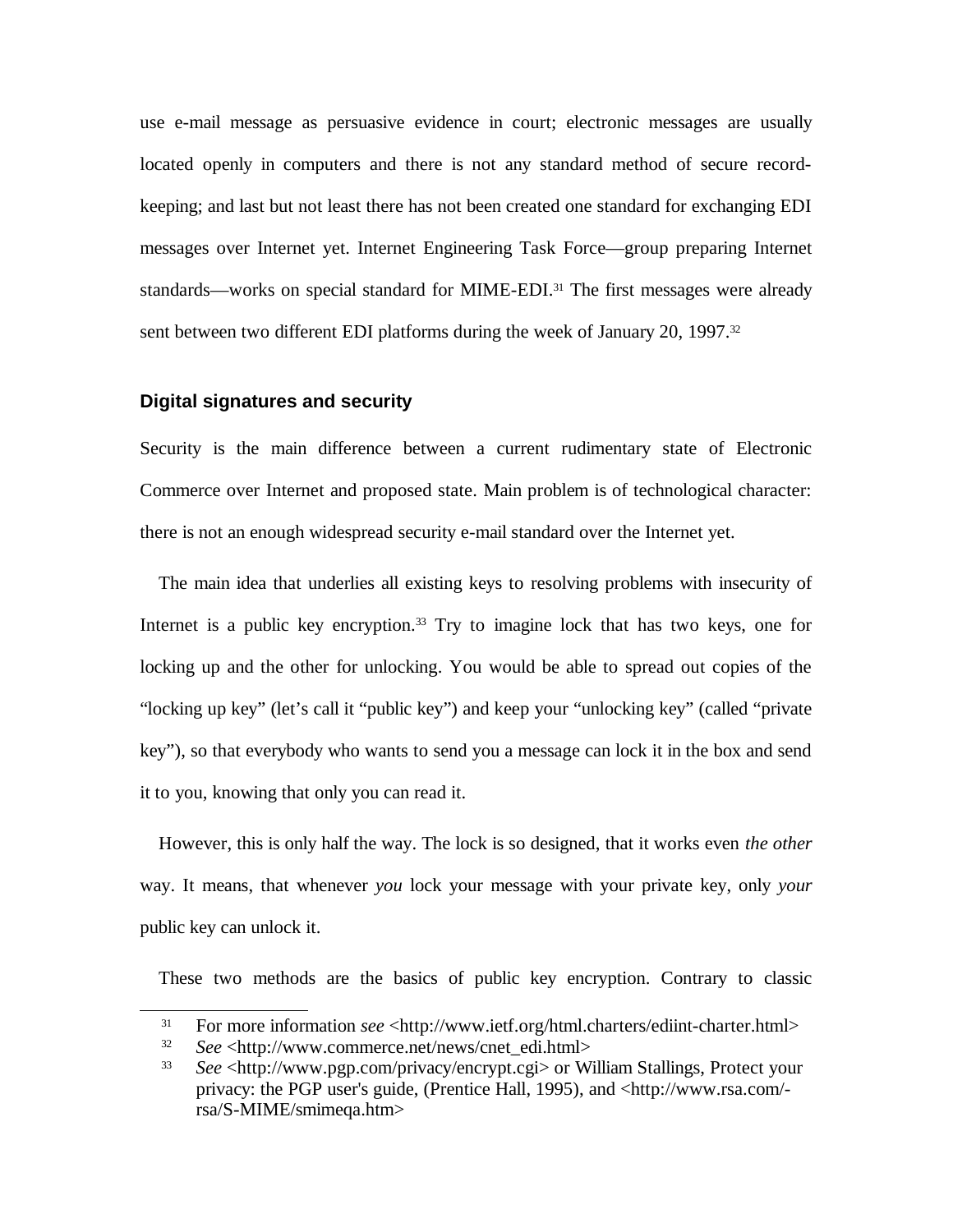use e-mail message as persuasive evidence in court; electronic messages are usually located openly in computers and there is not any standard method of secure record-keeping; and last but not least there has not been created one standard for exchanging EDI messages over Internet yet. Internet Engineering Task Force—group preparing Internet standards—works on special standard for MIME-EDI.[31] The first messages were already sent between two different EDI platforms during the week of January 20, 1997.[32]

## Digital signatures and security

Security is the main difference between a current rudimentary state of Electronic Commerce over Internet and proposed state. Main problem is of technological character: there is not an enough widespread security e-mail standard over the Internet yet.

The main idea that underlies all existing keys to resolving problems with insecurity of Internet is a public key encryption.[33] Try to imagine lock that has two keys, one for locking up and the other for unlocking. You would be able to spread out copies of the "locking up key" (let's call it "public key") and keep your "unlocking key" (called "private key"), so that everybody who wants to send you a message can lock it in the box and send it to you, knowing that only you can read it.

However, this is only half the way. The lock is so designed, that it works even *the other* way. It means, that whenever *you* lock your message with your private key, only *your* public key can unlock it.

These two methods are the basics of public key encryption. Contrary to classic

---

[31] For more information *see* <http://www.ietf.org/html.charters/ediint-charter.html>

[32] *See* <http://www.commerce.net/news/cnet_edi.html>

[33] *See* <http://www.pgp.com/privacy/encrypt.cgi> or William Stallings, Protect your privacy: the PGP user's guide, (Prentice Hall, 1995), and <http://www.rsa.com/-rsa/S-MIME/smimeqa.htm>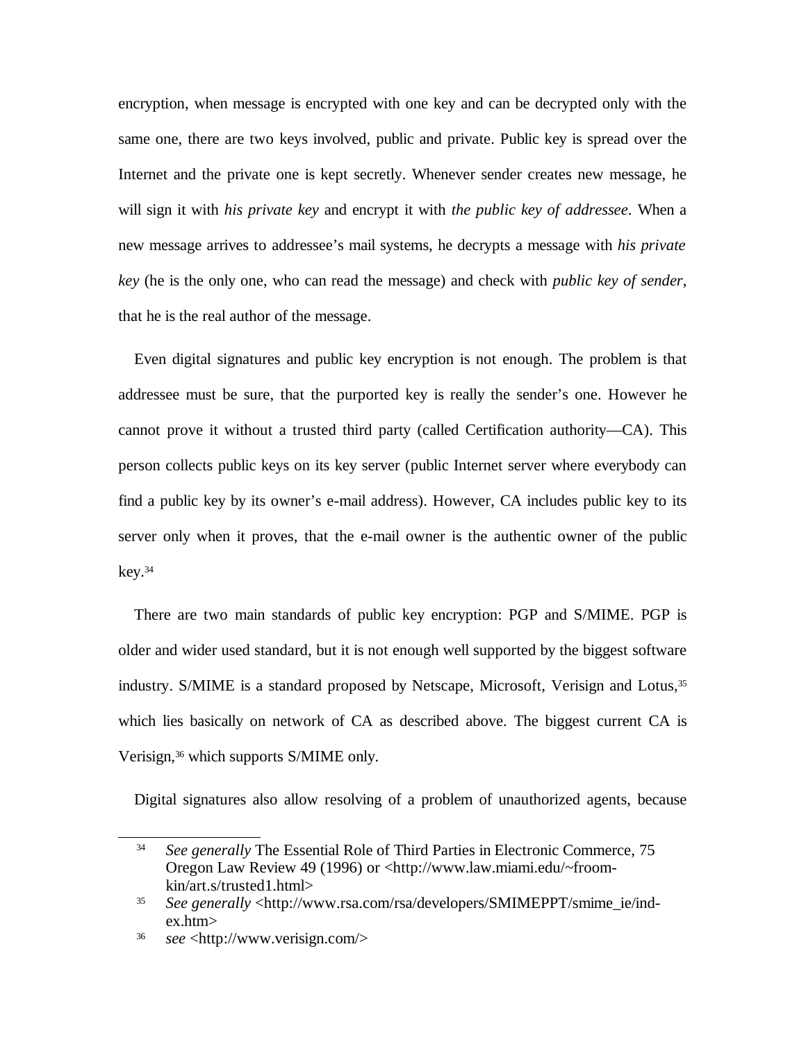encryption, when message is encrypted with one key and can be decrypted only with the same one, there are two keys involved, public and private. Public key is spread over the Internet and the private one is kept secretly. Whenever sender creates new message, he will sign it with *his private key* and encrypt it with *the public key of addressee*. When a new message arrives to addressee's mail systems, he decrypts a message with *his private key* (he is the only one, who can read the message) and check with *public key of sender*, that he is the real author of the message.

Even digital signatures and public key encryption is not enough. The problem is that addressee must be sure, that the purported key is really the sender's one. However he cannot prove it without a trusted third party (called Certification authority—CA). This person collects public keys on its key server (public Internet server where everybody can find a public key by its owner's e-mail address). However, CA includes public key to its server only when it proves, that the e-mail owner is the authentic owner of the public key.[34]

There are two main standards of public key encryption: PGP and S/MIME. PGP is older and wider used standard, but it is not enough well supported by the biggest software industry. S/MIME is a standard proposed by Netscape, Microsoft, Verisign and Lotus,[35] which lies basically on network of CA as described above. The biggest current CA is Verisign,[36] which supports S/MIME only.

Digital signatures also allow resolving of a problem of unauthorized agents, because

---

[34] *See generally* The Essential Role of Third Parties in Electronic Commerce, 75 Oregon Law Review 49 (1996) or <http://www.law.miami.edu/~froomkin/art.s/trusted1.html>

[35] *See generally* <http://www.rsa.com/rsa/developers/SMIMEPPT/smime_ie/index.htm>

[36] *see* <http://www.verisign.com/>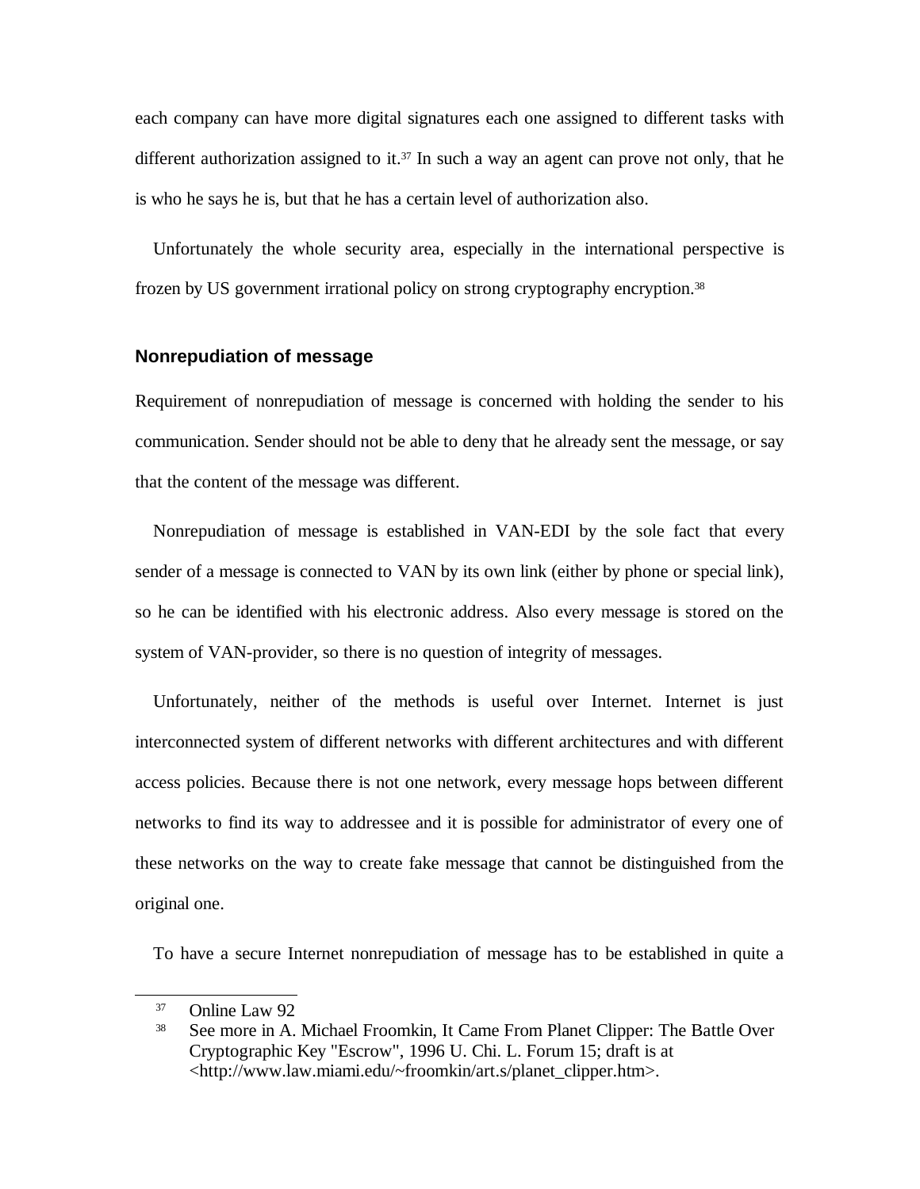each company can have more digital signatures each one assigned to different tasks with different authorization assigned to it.[37] In such a way an agent can prove not only, that he is who he says he is, but that he has a certain level of authorization also.

Unfortunately the whole security area, especially in the international perspective is frozen by US government irrational policy on strong cryptography encryption.[38]

### Nonrepudiation of message

Requirement of nonrepudiation of message is concerned with holding the sender to his communication. Sender should not be able to deny that he already sent the message, or say that the content of the message was different.

Nonrepudiation of message is established in VAN-EDI by the sole fact that every sender of a message is connected to VAN by its own link (either by phone or special link), so he can be identified with his electronic address. Also every message is stored on the system of VAN-provider, so there is no question of integrity of messages.

Unfortunately, neither of the methods is useful over Internet. Internet is just interconnected system of different networks with different architectures and with different access policies. Because there is not one network, every message hops between different networks to find its way to addressee and it is possible for administrator of every one of these networks on the way to create fake message that cannot be distinguished from the original one.

To have a secure Internet nonrepudiation of message has to be established in quite a

---

[37] Online Law 92

[38] See more in A. Michael Froomkin, It Came From Planet Clipper: The Battle Over Cryptographic Key "Escrow", 1996 U. Chi. L. Forum 15; draft is at <http://www.law.miami.edu/~froomkin/art.s/planet_clipper.htm>.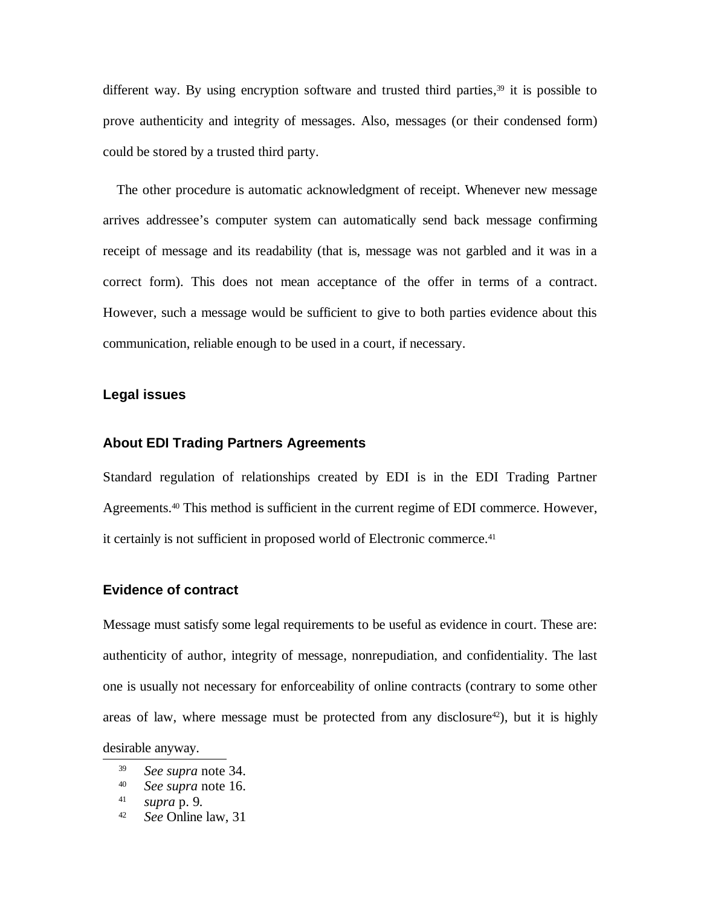different way. By using encryption software and trusted third parties,[39] it is possible to prove authenticity and integrity of messages. Also, messages (or their condensed form) could be stored by a trusted third party.

The other procedure is automatic acknowledgment of receipt. Whenever new message arrives addressee's computer system can automatically send back message confirming receipt of message and its readability (that is, message was not garbled and it was in a correct form). This does not mean acceptance of the offer in terms of a contract. However, such a message would be sufficient to give to both parties evidence about this communication, reliable enough to be used in a court, if necessary.

## Legal issues

### About EDI Trading Partners Agreements

Standard regulation of relationships created by EDI is in the EDI Trading Partner Agreements.[40] This method is sufficient in the current regime of EDI commerce. However, it certainly is not sufficient in proposed world of Electronic commerce.[41]

### Evidence of contract

Message must satisfy some legal requirements to be useful as evidence in court. These are: authenticity of author, integrity of message, nonrepudiation, and confidentiality. The last one is usually not necessary for enforceability of online contracts (contrary to some other areas of law, where message must be protected from any disclosure[42]), but it is highly desirable anyway.

---

[39] *See supra* note 34.

[40] *See supra* note 16.

[41] *supra* p. 9.

[42] *See* Online law, 31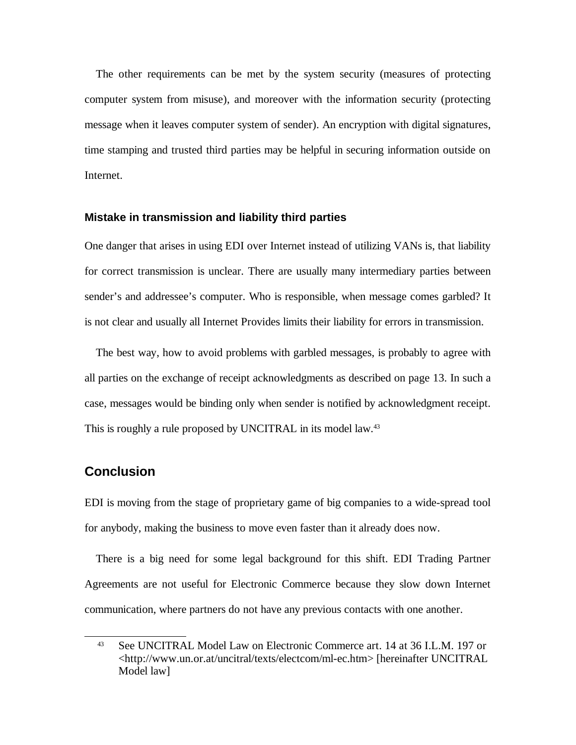The other requirements can be met by the system security (measures of protecting computer system from misuse), and moreover with the information security (protecting message when it leaves computer system of sender). An encryption with digital signatures, time stamping and trusted third parties may be helpful in securing information outside on Internet.

### Mistake in transmission and liability third parties

One danger that arises in using EDI over Internet instead of utilizing VANs is, that liability for correct transmission is unclear. There are usually many intermediary parties between sender's and addressee's computer. Who is responsible, when message comes garbled? It is not clear and usually all Internet Provides limits their liability for errors in transmission.

The best way, how to avoid problems with garbled messages, is probably to agree with all parties on the exchange of receipt acknowledgments as described on page 13. In such a case, messages would be binding only when sender is notified by acknowledgment receipt. This is roughly a rule proposed by UNCITRAL in its model law.[43]

## Conclusion

EDI is moving from the stage of proprietary game of big companies to a wide-spread tool for anybody, making the business to move even faster than it already does now.

There is a big need for some legal background for this shift. EDI Trading Partner Agreements are not useful for Electronic Commerce because they slow down Internet communication, where partners do not have any previous contacts with one another.

---

[43] See UNCITRAL Model Law on Electronic Commerce art. 14 at 36 I.L.M. 197 or <http://www.un.or.at/uncitral/texts/electcom/ml-ec.htm> [hereinafter UNCITRAL Model law]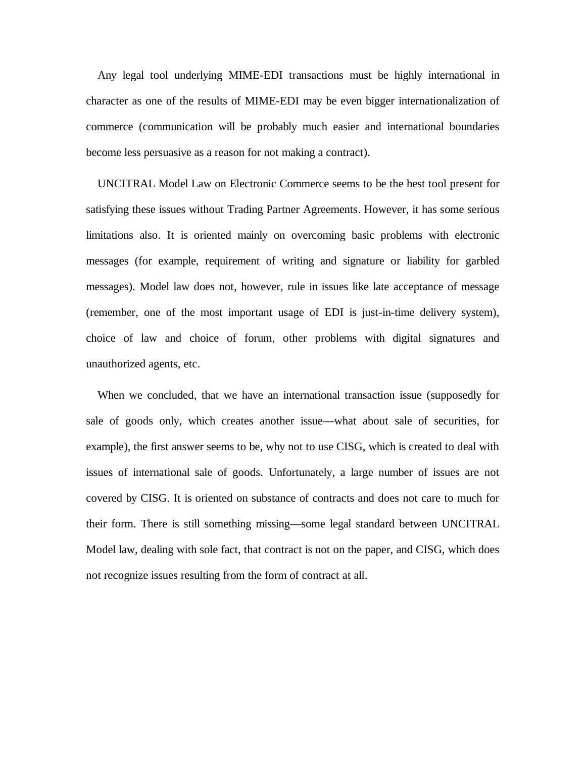Any legal tool underlying MIME-EDI transactions must be highly international in character as one of the results of MIME-EDI may be even bigger internationalization of commerce (communication will be probably much easier and international boundaries become less persuasive as a reason for not making a contract).

UNCITRAL Model Law on Electronic Commerce seems to be the best tool present for satisfying these issues without Trading Partner Agreements. However, it has some serious limitations also. It is oriented mainly on overcoming basic problems with electronic messages (for example, requirement of writing and signature or liability for garbled messages). Model law does not, however, rule in issues like late acceptance of message (remember, one of the most important usage of EDI is just-in-time delivery system), choice of law and choice of forum, other problems with digital signatures and unauthorized agents, etc.

When we concluded, that we have an international transaction issue (supposedly for sale of goods only, which creates another issue—what about sale of securities, for example), the first answer seems to be, why not to use CISG, which is created to deal with issues of international sale of goods. Unfortunately, a large number of issues are not covered by CISG. It is oriented on substance of contracts and does not care to much for their form. There is still something missing—some legal standard between UNCITRAL Model law, dealing with sole fact, that contract is not on the paper, and CISG, which does not recognize issues resulting from the form of contract at all.